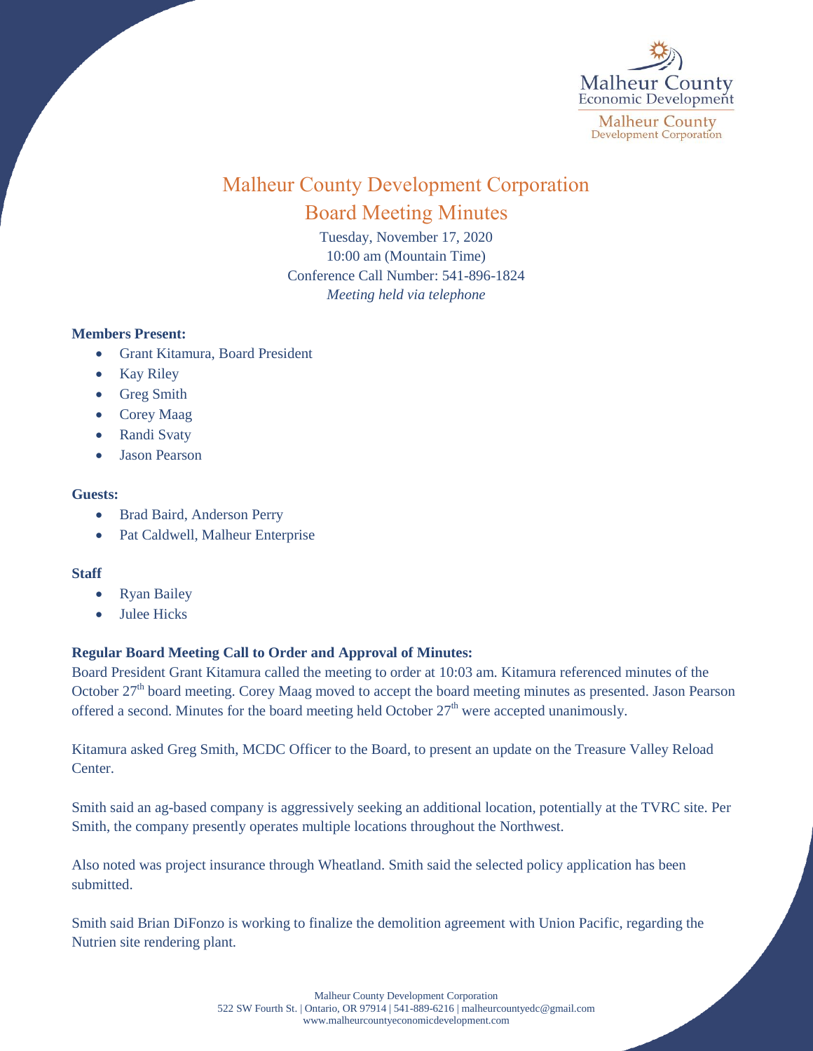# Malheur County Development Corporation

## Board Meeting Minutes

Tuesday, November 17, 2020
10:00 am (Mountain Time)
Conference Call Number: 541-896-1824
*Meeting held via telephone*

**Members Present:**

- Grant Kitamura, Board President
- Kay Riley
- Greg Smith
- Corey Maag
- Randi Svaty
- Jason Pearson

**Guests:**

- Brad Baird, Anderson Perry
- Pat Caldwell, Malheur Enterprise

**Staff**

- Ryan Bailey
- Julee Hicks

**Regular Board Meeting Call to Order and Approval of Minutes:**

Board President Grant Kitamura called the meeting to order at 10:03 am. Kitamura referenced minutes of the October 27th board meeting. Corey Maag moved to accept the board meeting minutes as presented. Jason Pearson offered a second. Minutes for the board meeting held October 27th were accepted unanimously.

Kitamura asked Greg Smith, MCDC Officer to the Board, to present an update on the Treasure Valley Reload Center.

Smith said an ag-based company is aggressively seeking an additional location, potentially at the TVRC site. Per Smith, the company presently operates multiple locations throughout the Northwest.

Also noted was project insurance through Wheatland. Smith said the selected policy application has been submitted.

Smith said Brian DiFonzo is working to finalize the demolition agreement with Union Pacific, regarding the Nutrien site rendering plant.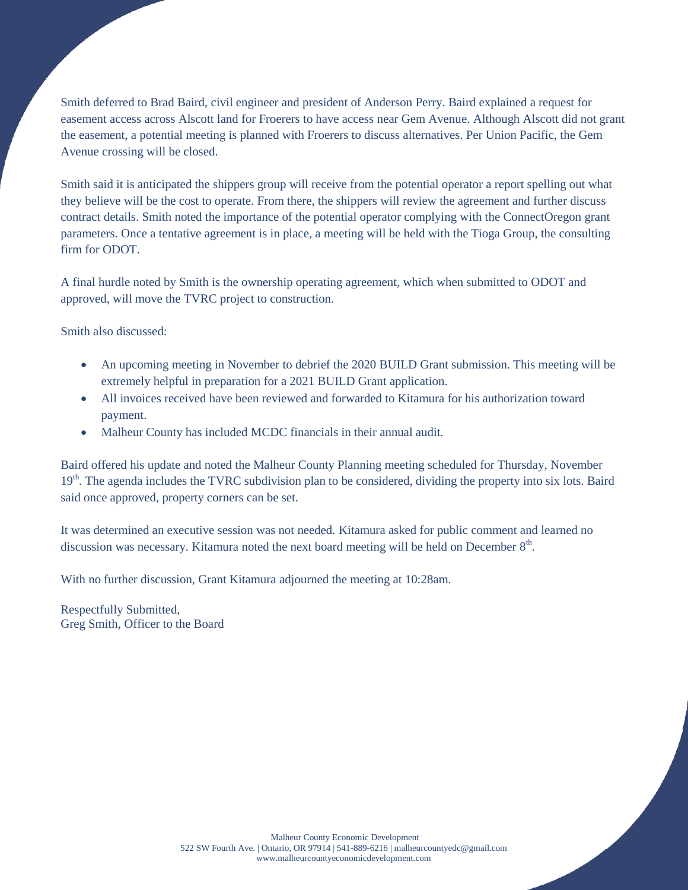Smith deferred to Brad Baird, civil engineer and president of Anderson Perry. Baird explained a request for easement access across Alscott land for Froerers to have access near Gem Avenue. Although Alscott did not grant the easement, a potential meeting is planned with Froerers to discuss alternatives. Per Union Pacific, the Gem Avenue crossing will be closed.

Smith said it is anticipated the shippers group will receive from the potential operator a report spelling out what they believe will be the cost to operate. From there, the shippers will review the agreement and further discuss contract details. Smith noted the importance of the potential operator complying with the ConnectOregon grant parameters. Once a tentative agreement is in place, a meeting will be held with the Tioga Group, the consulting firm for ODOT.

A final hurdle noted by Smith is the ownership operating agreement, which when submitted to ODOT and approved, will move the TVRC project to construction.

Smith also discussed:

- An upcoming meeting in November to debrief the 2020 BUILD Grant submission. This meeting will be extremely helpful in preparation for a 2021 BUILD Grant application.
- All invoices received have been reviewed and forwarded to Kitamura for his authorization toward payment.
- Malheur County has included MCDC financials in their annual audit.

Baird offered his update and noted the Malheur County Planning meeting scheduled for Thursday, November 19th. The agenda includes the TVRC subdivision plan to be considered, dividing the property into six lots. Baird said once approved, property corners can be set.

It was determined an executive session was not needed. Kitamura asked for public comment and learned no discussion was necessary. Kitamura noted the next board meeting will be held on December 8th.

With no further discussion, Grant Kitamura adjourned the meeting at 10:28am.

Respectfully Submitted,
Greg Smith, Officer to the Board

Malheur County Economic Development
522 SW Fourth Ave. | Ontario, OR 97914 | 541-889-6216 | malheurcountyedc@gmail.com
www.malheurcountyeconomicdevelopment.com